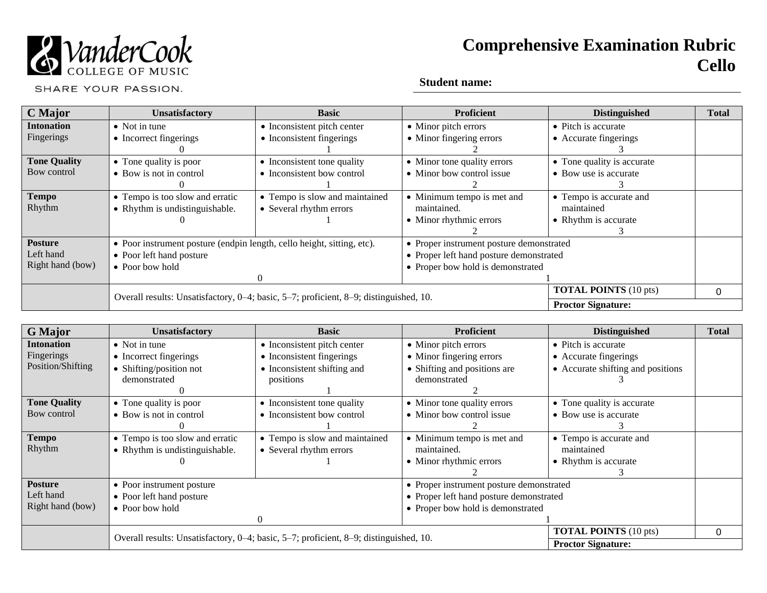VanderCook COLLEGE OF MUSIC

SHARE YOUR PASSION.

# Comprehensive Examination Rubric
## Cello

**Student name:**

| **C Major** | **Unsatisfactory** | **Basic** | **Proficient** | **Distinguished** | **Total** |
|---|---|---|---|---|---|
| **Intonation** Fingerings | • Not in tune • Incorrect fingerings 0 | • Inconsistent pitch center • Inconsistent fingerings 1 | • Minor pitch errors • Minor fingering errors 2 | • Pitch is accurate • Accurate fingerings 3 | |
| **Tone Quality** Bow control | • Tone quality is poor • Bow is not in control 0 | • Inconsistent tone quality • Inconsistent bow control 1 | • Minor tone quality errors • Minor bow control issue 2 | • Tone quality is accurate • Bow use is accurate 3 | |
| **Tempo** Rhythm | • Tempo is too slow and erratic • Rhythm is undistinguishable. 0 | • Tempo is slow and maintained • Several rhythm errors 1 | • Minimum tempo is met and maintained. • Minor rhythmic errors 2 | • Tempo is accurate and maintained • Rhythm is accurate 3 | |
| **Posture** Left hand Right hand (bow) | • Poor instrument posture (endpin length, cello height, sitting, etc). • Poor left hand posture • Poor bow hold 0 | | • Proper instrument posture demonstrated • Proper left hand posture demonstrated • Proper bow hold is demonstrated 1 | | |
| | Overall results: Unsatisfactory, 0–4; basic, 5–7; proficient, 8–9; distinguished, 10. | | | **TOTAL POINTS** (10 pts) | 0 |
| | | | | **Proctor Signature:** | |

| **G Major** | **Unsatisfactory** | **Basic** | **Proficient** | **Distinguished** | **Total** |
|---|---|---|---|---|---|
| **Intonation** Fingerings Position/Shifting | • Not in tune • Incorrect fingerings • Shifting/position not demonstrated 0 | • Inconsistent pitch center • Inconsistent fingerings • Inconsistent shifting and positions 1 | • Minor pitch errors • Minor fingering errors • Shifting and positions are demonstrated 2 | • Pitch is accurate • Accurate fingerings • Accurate shifting and positions 3 | |
| **Tone Quality** Bow control | • Tone quality is poor • Bow is not in control 0 | • Inconsistent tone quality • Inconsistent bow control 1 | • Minor tone quality errors • Minor bow control issue 2 | • Tone quality is accurate • Bow use is accurate 3 | |
| **Tempo** Rhythm | • Tempo is too slow and erratic • Rhythm is undistinguishable. 0 | • Tempo is slow and maintained • Several rhythm errors 1 | • Minimum tempo is met and maintained. • Minor rhythmic errors 2 | • Tempo is accurate and maintained • Rhythm is accurate 3 | |
| **Posture** Left hand Right hand (bow) | • Poor instrument posture • Poor left hand posture • Poor bow hold 0 | | • Proper instrument posture demonstrated • Proper left hand posture demonstrated • Proper bow hold is demonstrated 1 | | |
| | Overall results: Unsatisfactory, 0–4; basic, 5–7; proficient, 8–9; distinguished, 10. | | | **TOTAL POINTS** (10 pts) | 0 |
| | | | | **Proctor Signature:** | |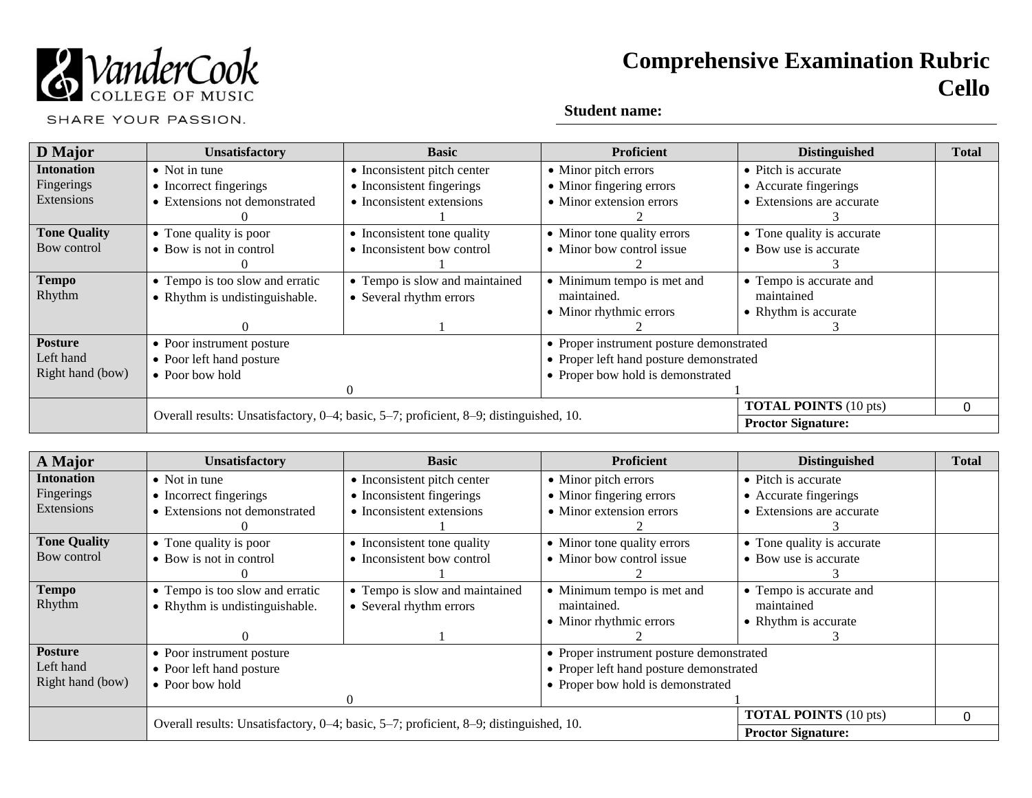VanderCook College of Music — SHARE YOUR PASSION.

# Comprehensive Examination Rubric
## Cello

**Student name:**

| D Major | Unsatisfactory | Basic | Proficient | Distinguished | Total |
|---|---|---|---|---|---|
| **Intonation** Fingerings Extensions | • Not in tune • Incorrect fingerings • Extensions not demonstrated 0 | • Inconsistent pitch center • Inconsistent fingerings • Inconsistent extensions 1 | • Minor pitch errors • Minor fingering errors • Minor extension errors 2 | • Pitch is accurate • Accurate fingerings • Extensions are accurate 3 | |
| **Tone Quality** Bow control | • Tone quality is poor • Bow is not in control 0 | • Inconsistent tone quality • Inconsistent bow control 1 | • Minor tone quality errors • Minor bow control issue 2 | • Tone quality is accurate • Bow use is accurate 3 | |
| **Tempo** Rhythm | • Tempo is too slow and erratic • Rhythm is undistinguishable. 0 | • Tempo is slow and maintained • Several rhythm errors 1 | • Minimum tempo is met and maintained. • Minor rhythmic errors 2 | • Tempo is accurate and maintained • Rhythm is accurate 3 | |
| **Posture** Left hand Right hand (bow) | • Poor instrument posture • Poor left hand posture • Poor bow hold 0 | | • Proper instrument posture demonstrated • Proper left hand posture demonstrated • Proper bow hold is demonstrated 1 | | |
| | Overall results: Unsatisfactory, 0–4; basic, 5–7; proficient, 8–9; distinguished, 10. | | | **TOTAL POINTS** (10 pts) | 0 |
| | | | | **Proctor Signature:** | |

| A Major | Unsatisfactory | Basic | Proficient | Distinguished | Total |
|---|---|---|---|---|---|
| **Intonation** Fingerings Extensions | • Not in tune • Incorrect fingerings • Extensions not demonstrated 0 | • Inconsistent pitch center • Inconsistent fingerings • Inconsistent extensions 1 | • Minor pitch errors • Minor fingering errors • Minor extension errors 2 | • Pitch is accurate • Accurate fingerings • Extensions are accurate 3 | |
| **Tone Quality** Bow control | • Tone quality is poor • Bow is not in control 0 | • Inconsistent tone quality • Inconsistent bow control 1 | • Minor tone quality errors • Minor bow control issue 2 | • Tone quality is accurate • Bow use is accurate 3 | |
| **Tempo** Rhythm | • Tempo is too slow and erratic • Rhythm is undistinguishable. 0 | • Tempo is slow and maintained • Several rhythm errors 1 | • Minimum tempo is met and maintained. • Minor rhythmic errors 2 | • Tempo is accurate and maintained • Rhythm is accurate 3 | |
| **Posture** Left hand Right hand (bow) | • Poor instrument posture • Poor left hand posture • Poor bow hold 0 | | • Proper instrument posture demonstrated • Proper left hand posture demonstrated • Proper bow hold is demonstrated 1 | | |
| | Overall results: Unsatisfactory, 0–4; basic, 5–7; proficient, 8–9; distinguished, 10. | | | **TOTAL POINTS** (10 pts) | 0 |
| | | | | **Proctor Signature:** | |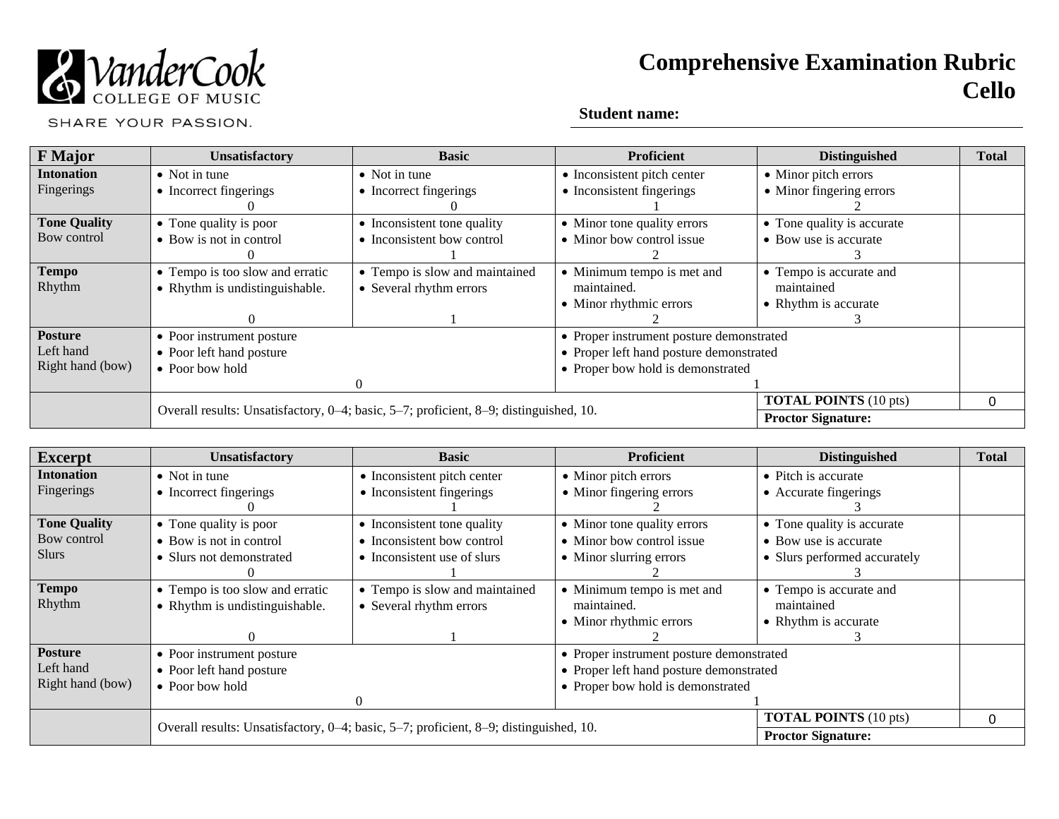VanderCook COLLEGE OF MUSIC

SHARE YOUR PASSION.

# Comprehensive Examination Rubric
## Cello

**Student name:**

| F Major | Unsatisfactory | Basic | Proficient | Distinguished | Total |
|---|---|---|---|---|---|
| **Intonation** Fingerings | • Not in tune • Incorrect fingerings 0 | • Not in tune • Incorrect fingerings 0 | • Inconsistent pitch center • Inconsistent fingerings 1 | • Minor pitch errors • Minor fingering errors 2 | |
| **Tone Quality** Bow control | • Tone quality is poor • Bow is not in control 0 | • Inconsistent tone quality • Inconsistent bow control 1 | • Minor tone quality errors • Minor bow control issue 2 | • Tone quality is accurate • Bow use is accurate 3 | |
| **Tempo** Rhythm | • Tempo is too slow and erratic • Rhythm is undistinguishable. 0 | • Tempo is slow and maintained • Several rhythm errors 1 | • Minimum tempo is met and maintained. • Minor rhythmic errors 2 | • Tempo is accurate and maintained • Rhythm is accurate 3 | |
| **Posture** Left hand Right hand (bow) | • Poor instrument posture • Poor left hand posture • Poor bow hold 0 | | • Proper instrument posture demonstrated • Proper left hand posture demonstrated • Proper bow hold is demonstrated 1 | | |
| | Overall results: Unsatisfactory, 0–4; basic, 5–7; proficient, 8–9; distinguished, 10. | | | **TOTAL POINTS** (10 pts) | 0 |
| | | | | **Proctor Signature:** | |

| Excerpt | Unsatisfactory | Basic | Proficient | Distinguished | Total |
|---|---|---|---|---|---|
| **Intonation** Fingerings | • Not in tune • Incorrect fingerings 0 | • Inconsistent pitch center • Inconsistent fingerings 1 | • Minor pitch errors • Minor fingering errors 2 | • Pitch is accurate • Accurate fingerings 3 | |
| **Tone Quality** Bow control Slurs | • Tone quality is poor • Bow is not in control • Slurs not demonstrated 0 | • Inconsistent tone quality • Inconsistent bow control • Inconsistent use of slurs 1 | • Minor tone quality errors • Minor bow control issue • Minor slurring errors 2 | • Tone quality is accurate • Bow use is accurate • Slurs performed accurately 3 | |
| **Tempo** Rhythm | • Tempo is too slow and erratic • Rhythm is undistinguishable. 0 | • Tempo is slow and maintained • Several rhythm errors 1 | • Minimum tempo is met and maintained. • Minor rhythmic errors 2 | • Tempo is accurate and maintained • Rhythm is accurate 3 | |
| **Posture** Left hand Right hand (bow) | • Poor instrument posture • Poor left hand posture • Poor bow hold 0 | | • Proper instrument posture demonstrated • Proper left hand posture demonstrated • Proper bow hold is demonstrated 1 | | |
| | Overall results: Unsatisfactory, 0–4; basic, 5–7; proficient, 8–9; distinguished, 10. | | | **TOTAL POINTS** (10 pts) | 0 |
| | | | | **Proctor Signature:** | |